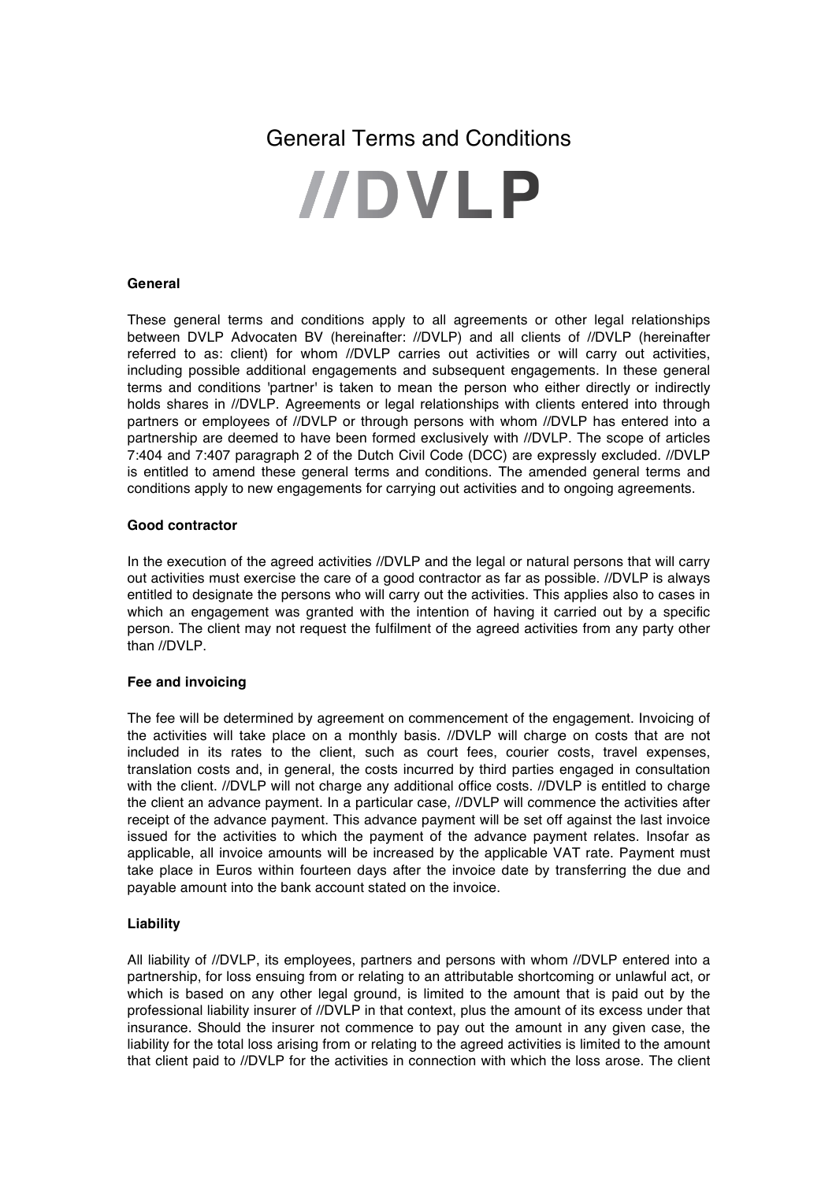# General Terms and Conditions

# //DVLP

### General

These general terms and conditions apply to all agreements or other legal relationships between DVLP Advocaten BV (hereinafter: //DVLP) and all clients of //DVLP (hereinafter referred to as: client) for whom //DVLP carries out activities or will carry out activities, including possible additional engagements and subsequent engagements. In these general terms and conditions 'partner' is taken to mean the person who either directly or indirectly holds shares in //DVLP. Agreements or legal relationships with clients entered into through partners or employees of //DVLP or through persons with whom //DVLP has entered into a partnership are deemed to have been formed exclusively with //DVLP. The scope of articles 7:404 and 7:407 paragraph 2 of the Dutch Civil Code (DCC) are expressly excluded. //DVLP is entitled to amend these general terms and conditions. The amended general terms and conditions apply to new engagements for carrying out activities and to ongoing agreements.

### Good contractor

In the execution of the agreed activities //DVLP and the legal or natural persons that will carry out activities must exercise the care of a good contractor as far as possible. //DVLP is always entitled to designate the persons who will carry out the activities. This applies also to cases in which an engagement was granted with the intention of having it carried out by a specific person. The client may not request the fulfilment of the agreed activities from any party other than //DVLP.

### Fee and invoicing

The fee will be determined by agreement on commencement of the engagement. Invoicing of the activities will take place on a monthly basis. //DVLP will charge on costs that are not included in its rates to the client, such as court fees, courier costs, travel expenses, translation costs and, in general, the costs incurred by third parties engaged in consultation with the client. //DVLP will not charge any additional office costs. //DVLP is entitled to charge the client an advance payment. In a particular case, //DVLP will commence the activities after receipt of the advance payment. This advance payment will be set off against the last invoice issued for the activities to which the payment of the advance payment relates. Insofar as applicable, all invoice amounts will be increased by the applicable VAT rate. Payment must take place in Euros within fourteen days after the invoice date by transferring the due and payable amount into the bank account stated on the invoice.

### Liability

All liability of //DVLP, its employees, partners and persons with whom //DVLP entered into a partnership, for loss ensuing from or relating to an attributable shortcoming or unlawful act, or which is based on any other legal ground, is limited to the amount that is paid out by the professional liability insurer of //DVLP in that context, plus the amount of its excess under that insurance. Should the insurer not commence to pay out the amount in any given case, the liability for the total loss arising from or relating to the agreed activities is limited to the amount that client paid to //DVLP for the activities in connection with which the loss arose. The client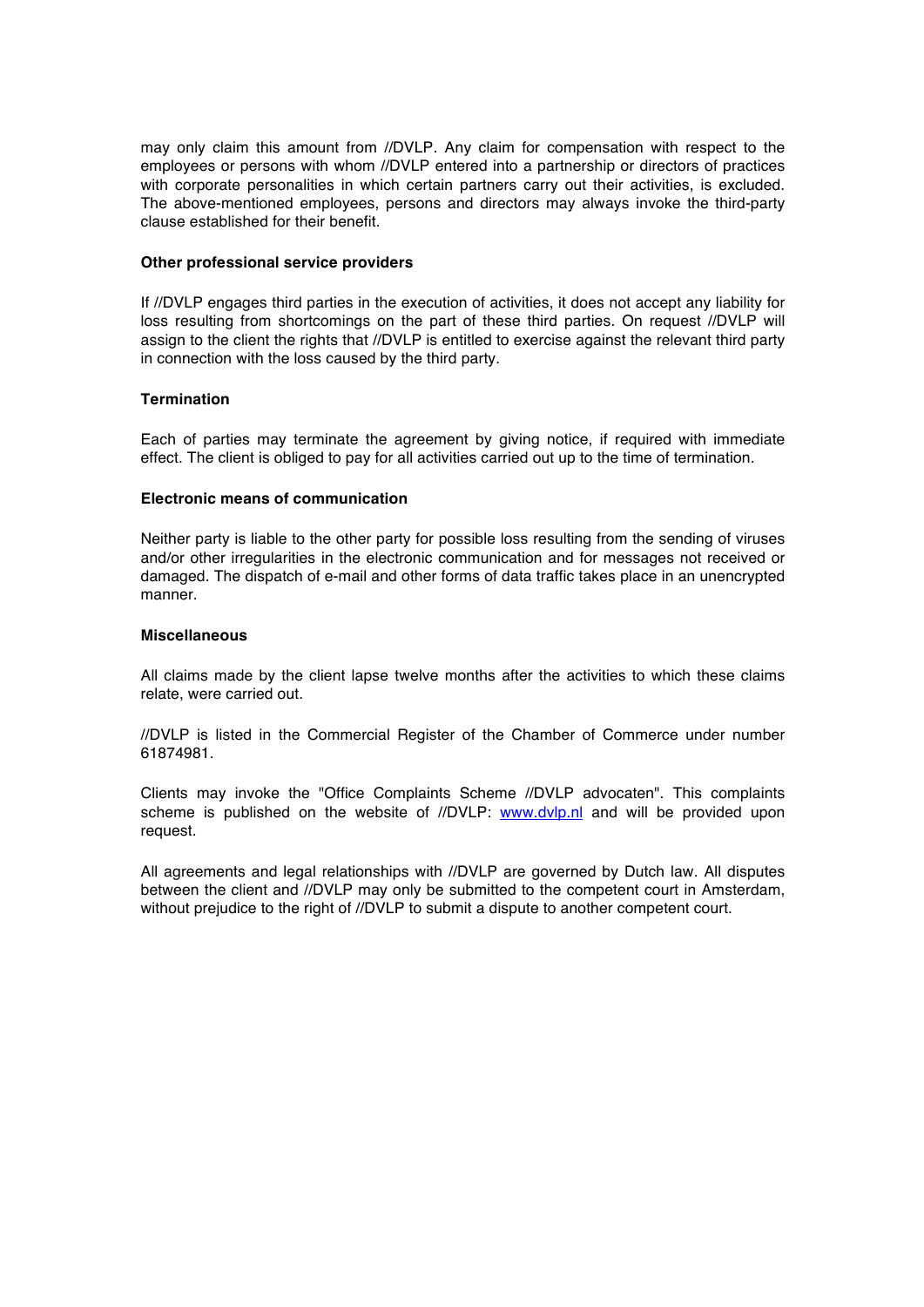may only claim this amount from //DVLP. Any claim for compensation with respect to the employees or persons with whom //DVLP entered into a partnership or directors of practices with corporate personalities in which certain partners carry out their activities, is excluded. The above-mentioned employees, persons and directors may always invoke the third-party clause established for their benefit.

**Other professional service providers**

If //DVLP engages third parties in the execution of activities, it does not accept any liability for loss resulting from shortcomings on the part of these third parties. On request //DVLP will assign to the client the rights that //DVLP is entitled to exercise against the relevant third party in connection with the loss caused by the third party.

**Termination**

Each of parties may terminate the agreement by giving notice, if required with immediate effect. The client is obliged to pay for all activities carried out up to the time of termination.

**Electronic means of communication**

Neither party is liable to the other party for possible loss resulting from the sending of viruses and/or other irregularities in the electronic communication and for messages not received or damaged. The dispatch of e-mail and other forms of data traffic takes place in an unencrypted manner.

**Miscellaneous**

All claims made by the client lapse twelve months after the activities to which these claims relate, were carried out.

//DVLP is listed in the Commercial Register of the Chamber of Commerce under number 61874981.

Clients may invoke the "Office Complaints Scheme //DVLP advocaten". This complaints scheme is published on the website of //DVLP: [www.dvlp.nl](http://www.dvlp.nl) and will be provided upon request.

All agreements and legal relationships with //DVLP are governed by Dutch law. All disputes between the client and //DVLP may only be submitted to the competent court in Amsterdam, without prejudice to the right of //DVLP to submit a dispute to another competent court.